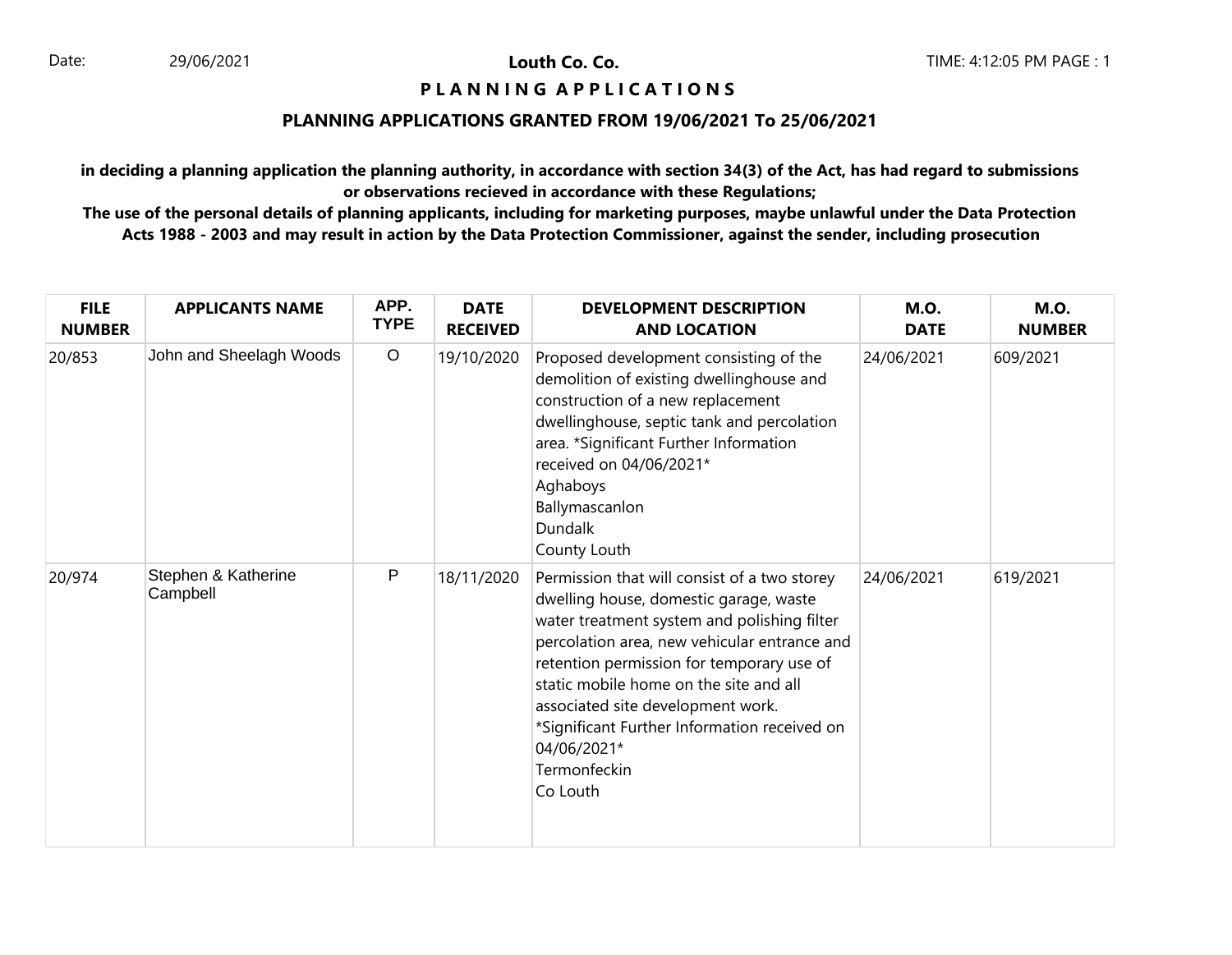Date: 29/06/2021

**Louth Co. Co.**

TIME: 4:12:05 PM

# P L A N N I N G A P P L I C A T I O N S

## PLANNING APPLICATIONS GRANTED FROM 19/06/2021 To 25/06/2021

**in deciding a planning application the planning authority, in accordance with section 34(3) of the Act, has had regard to submissions or observations recieved in accordance with these Regulations;**

**The use of the personal details of planning applicants, including for marketing purposes, maybe unlawful under the Data Protection Acts 1988 - 2003 and may result in action by the Data Protection Commissioner, against the sender, including prosecution**

| FILE NUMBER | APPLICANTS NAME | APP. TYPE | DATE RECEIVED | DEVELOPMENT DESCRIPTION AND LOCATION | M.O. DATE | M.O. NUMBER |
|---|---|---|---|---|---|---|
| 20/853 | John and Sheelagh Woods | O | 19/10/2020 | Proposed development consisting of the demolition of existing dwellinghouse and construction of a new replacement dwellinghouse, septic tank and percolation area. *Significant Further Information received on 04/06/2021* Aghaboys Ballymascanlon Dundalk County Louth | 24/06/2021 | 609/2021 |
| 20/974 | Stephen & Katherine Campbell | P | 18/11/2020 | Permission that will consist of a two storey dwelling house, domestic garage, waste water treatment system and polishing filter percolation area, new vehicular entrance and retention permission for temporary use of static mobile home on the site and all associated site development work. *Significant Further Information received on 04/06/2021* Termonfeckin Co Louth | 24/06/2021 | 619/2021 |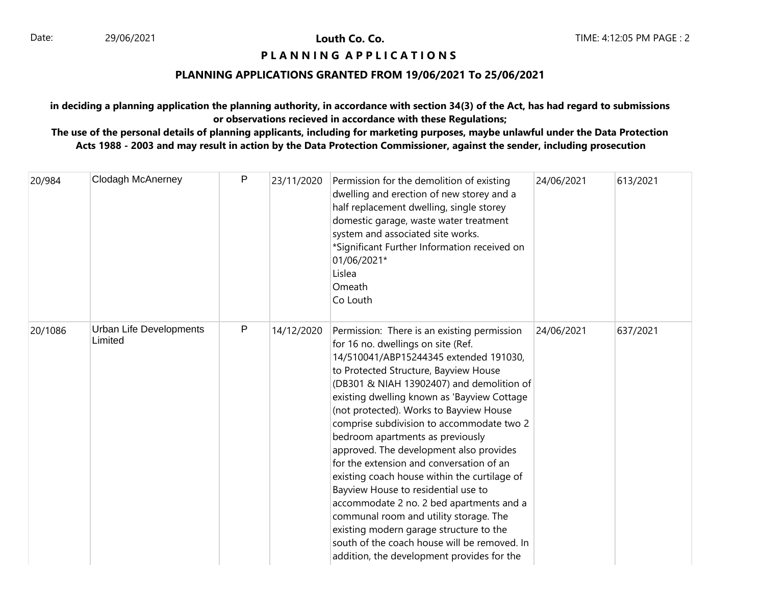**Louth Co. Co.**

**P L A N N I N G   A P P L I C A T I O N S**

**PLANNING APPLICATIONS GRANTED FROM 19/06/2021 To 25/06/2021**

**in deciding a planning application the planning authority, in accordance with section 34(3) of the Act, has had regard to submissions or observations recieved in accordance with these Regulations;**

**The use of the personal details of planning applicants, including for marketing purposes, maybe unlawful under the Data Protection Acts 1988 - 2003 and may result in action by the Data Protection Commissioner, against the sender, including prosecution**

| | | | | | | |
|---|---|---|---|---|---|---|
| 20/984 | Clodagh McAnerney | P | 23/11/2020 | Permission for the demolition of existing dwelling and erection of new storey and a half replacement dwelling, single storey domestic garage, waste water treatment system and associated site works. *Significant Further Information received on 01/06/2021* Lislea Omeath Co Louth | 24/06/2021 | 613/2021 |
| 20/1086 | Urban Life Developments Limited | P | 14/12/2020 | Permission: There is an existing permission for 16 no. dwellings on site (Ref. 14/510041/ABP15244345 extended 191030, to Protected Structure, Bayview House (DB301 & NIAH 13902407) and demolition of existing dwelling known as 'Bayview Cottage (not protected). Works to Bayview House comprise subdivision to accommodate two 2 bedroom apartments as previously approved. The development also provides for the extension and conversation of an existing coach house within the curtilage of Bayview House to residential use to accommodate 2 no. 2 bed apartments and a communal room and utility storage. The existing modern garage structure to the south of the coach house will be removed. In addition, the development provides for the | 24/06/2021 | 637/2021 |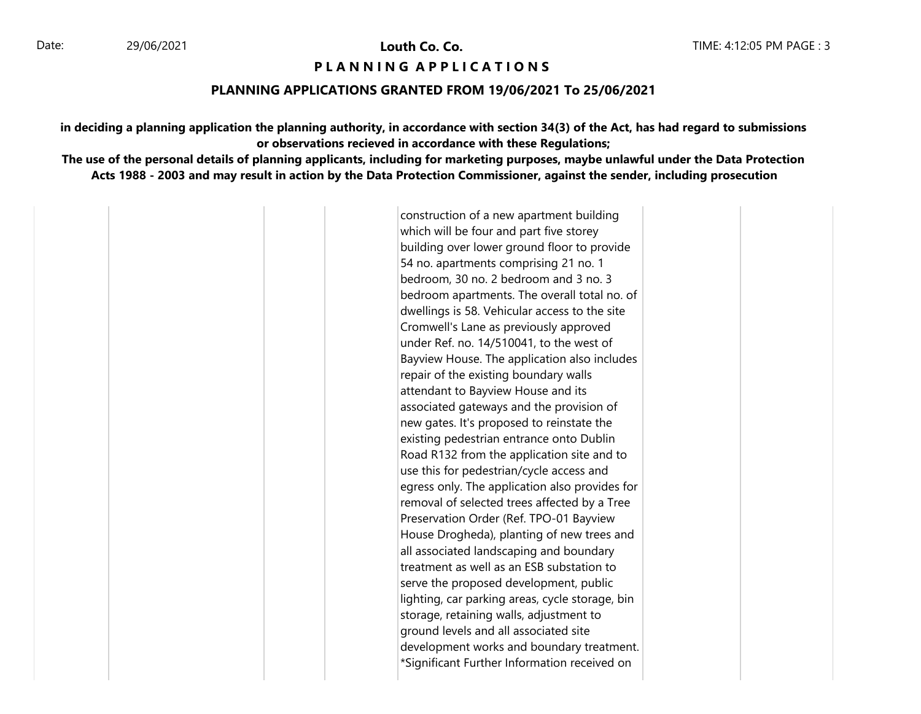**Louth Co. Co.**

**P L A N N I N G   A P P L I C A T I O N S**

**PLANNING APPLICATIONS GRANTED FROM 19/06/2021 To 25/06/2021**

**in deciding a planning application the planning authority, in accordance with section 34(3) of the Act, has had regard to submissions or observations recieved in accordance with these Regulations;**

**The use of the personal details of planning applicants, including for marketing purposes, maybe unlawful under the Data Protection Acts 1988 - 2003 and may result in action by the Data Protection Commissioner, against the sender, including prosecution**

| | | | | | | | |
|---|---|---|---|---|---|---|---|
| | | | | construction of a new apartment building which will be four and part five storey building over lower ground floor to provide 54 no. apartments comprising 21 no. 1 bedroom, 30 no. 2 bedroom and 3 no. 3 bedroom apartments. The overall total no. of dwellings is 58. Vehicular access to the site Cromwell's Lane as previously approved under Ref. no. 14/510041, to the west of Bayview House. The application also includes repair of the existing boundary walls attendant to Bayview House and its associated gateways and the provision of new gates. It's proposed to reinstate the existing pedestrian entrance onto Dublin Road R132 from the application site and to use this for pedestrian/cycle access and egress only. The application also provides for removal of selected trees affected by a Tree Preservation Order (Ref. TPO-01 Bayview House Drogheda), planting of new trees and all associated landscaping and boundary treatment as well as an ESB substation to serve the proposed development, public lighting, car parking areas, cycle storage, bin storage, retaining walls, adjustment to ground levels and all associated site development works and boundary treatment. *Significant Further Information received on | | | |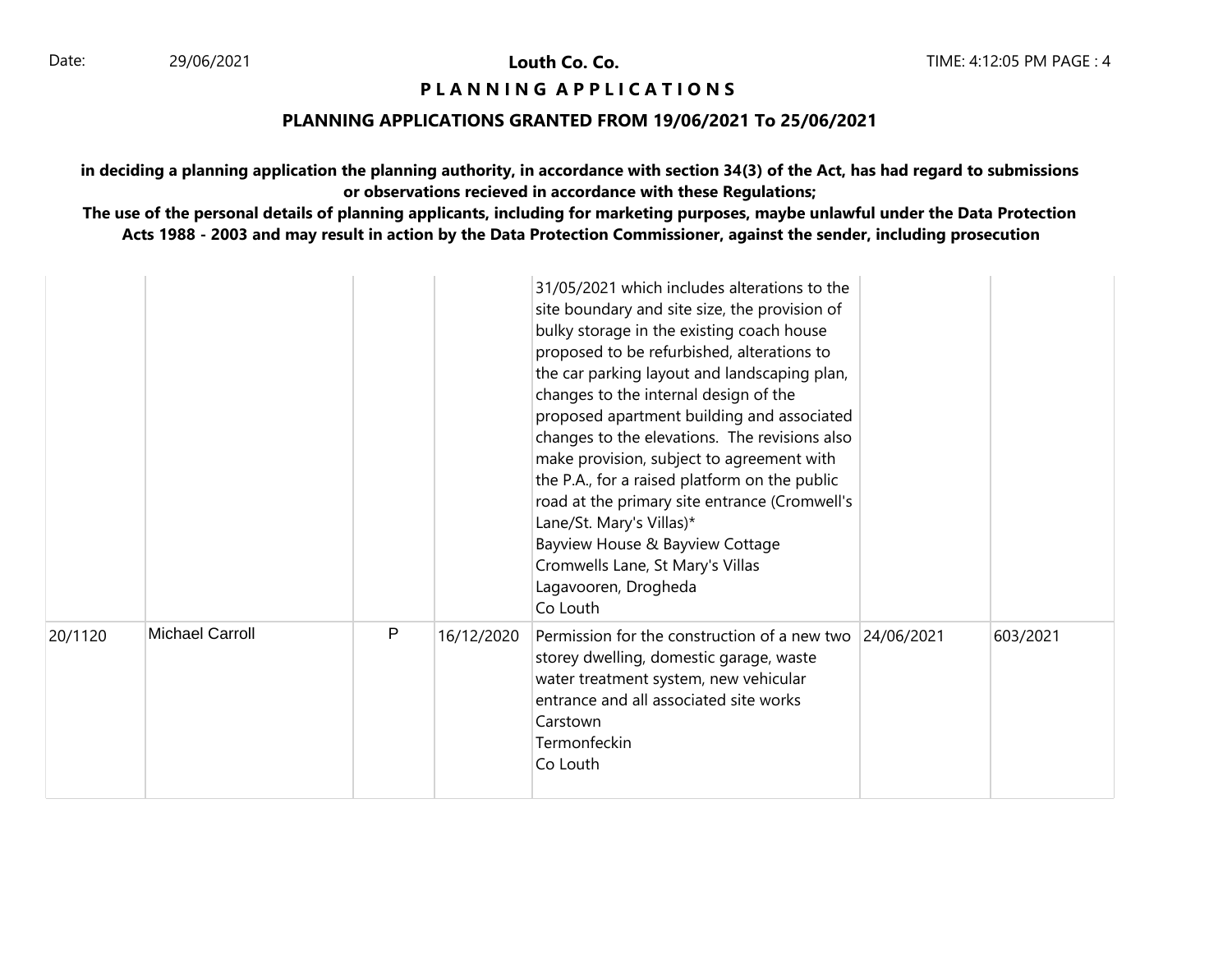**Louth Co. Co.**

**P L A N N I N G  A P P L I C A T I O N S**

**PLANNING APPLICATIONS GRANTED FROM 19/06/2021 To 25/06/2021**

**in deciding a planning application the planning authority, in accordance with section 34(3) of the Act, has had regard to submissions or observations recieved in accordance with these Regulations;**

**The use of the personal details of planning applicants, including for marketing purposes, maybe unlawful under the Data Protection Acts 1988 - 2003 and may result in action by the Data Protection Commissioner, against the sender, including prosecution**

| | | | | | | |
|---|---|---|---|---|---|---|
| | | | | 31/05/2021 which includes alterations to the site boundary and site size, the provision of bulky storage in the existing coach house proposed to be refurbished, alterations to the car parking layout and landscaping plan, changes to the internal design of the proposed apartment building and associated changes to the elevations. The revisions also make provision, subject to agreement with the P.A., for a raised platform on the public road at the primary site entrance (Cromwell's Lane/St. Mary's Villas)* Bayview House & Bayview Cottage Cromwells Lane, St Mary's Villas Lagavooren, Drogheda Co Louth | | |
| 20/1120 | Michael Carroll | P | 16/12/2020 | Permission for the construction of a new two storey dwelling, domestic garage, waste water treatment system, new vehicular entrance and all associated site works Carstown Termonfeckin Co Louth | 24/06/2021 | 603/2021 |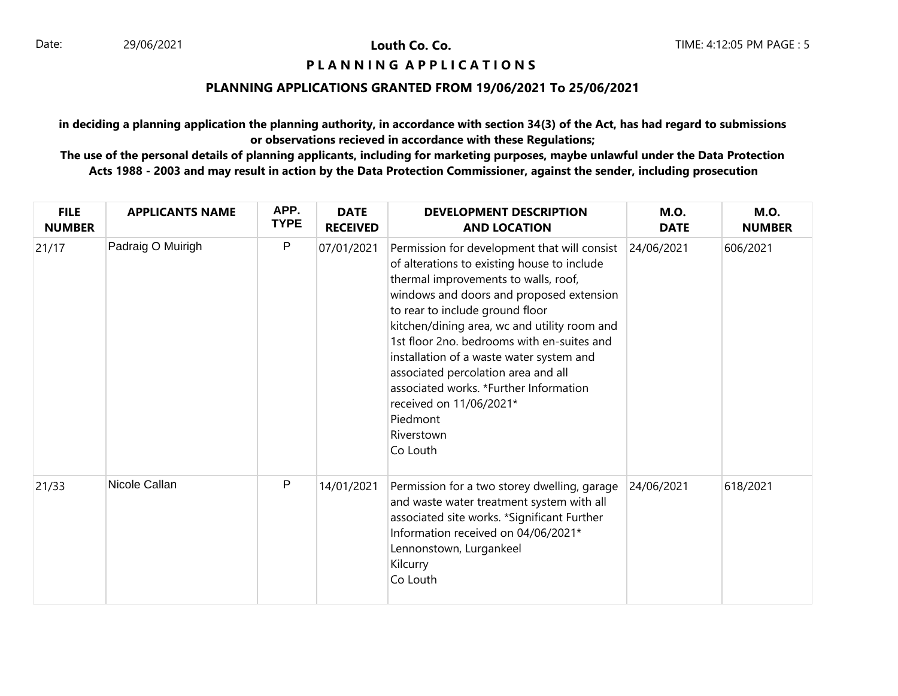# Louth Co. Co.

## P L A N N I N G A P P L I C A T I O N S

## PLANNING APPLICATIONS GRANTED FROM 19/06/2021 To 25/06/2021

**in deciding a planning application the planning authority, in accordance with section 34(3) of the Act, has had regard to submissions or observations recieved in accordance with these Regulations;**

**The use of the personal details of planning applicants, including for marketing purposes, maybe unlawful under the Data Protection Acts 1988 - 2003 and may result in action by the Data Protection Commissioner, against the sender, including prosecution**

| FILE NUMBER | APPLICANTS NAME | APP. TYPE | DATE RECEIVED | DEVELOPMENT DESCRIPTION AND LOCATION | M.O. DATE | M.O. NUMBER |
|---|---|---|---|---|---|---|
| 21/17 | Padraig O Muirigh | P | 07/01/2021 | Permission for development that will consist of alterations to existing house to include thermal improvements to walls, roof, windows and doors and proposed extension to rear to include ground floor kitchen/dining area, wc and utility room and 1st floor 2no. bedrooms with en-suites and installation of a waste water system and associated percolation area and all associated works. *Further Information received on 11/06/2021* Piedmont Riverstown Co Louth | 24/06/2021 | 606/2021 |
| 21/33 | Nicole Callan | P | 14/01/2021 | Permission for a two storey dwelling, garage and waste water treatment system with all associated site works. *Significant Further Information received on 04/06/2021* Lennonstown, Lurgankeel Kilcurry Co Louth | 24/06/2021 | 618/2021 |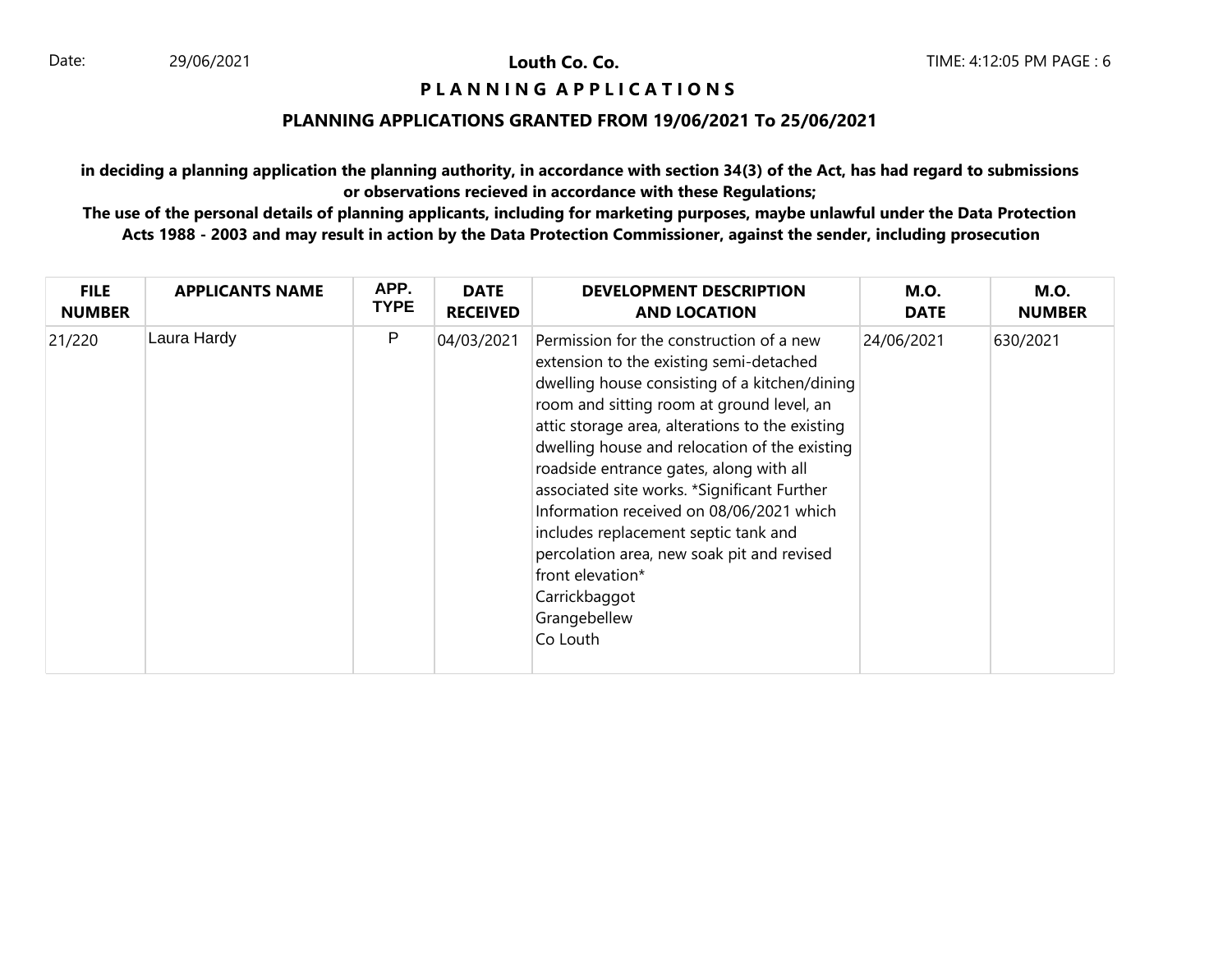Date: 29/06/2021

**Louth Co. Co.**

**P L A N N I N G A P P L I C A T I O N S**

**PLANNING APPLICATIONS GRANTED FROM 19/06/2021 To 25/06/2021**

**in deciding a planning application the planning authority, in accordance with section 34(3) of the Act, has had regard to submissions or observations recieved in accordance with these Regulations;**

**The use of the personal details of planning applicants, including for marketing purposes, maybe unlawful under the Data Protection Acts 1988 - 2003 and may result in action by the Data Protection Commissioner, against the sender, including prosecution**

| FILE NUMBER | APPLICANTS NAME | APP. TYPE | DATE RECEIVED | DEVELOPMENT DESCRIPTION AND LOCATION | M.O. DATE | M.O. NUMBER |
|---|---|---|---|---|---|---|
| 21/220 | Laura Hardy | P | 04/03/2021 | Permission for the construction of a new extension to the existing semi-detached dwelling house consisting of a kitchen/dining room and sitting room at ground level, an attic storage area, alterations to the existing dwelling house and relocation of the existing roadside entrance gates, along with all associated site works. *Significant Further Information received on 08/06/2021 which includes replacement septic tank and percolation area, new soak pit and revised front elevation* Carrickbaggot Grangebellew Co Louth | 24/06/2021 | 630/2021 |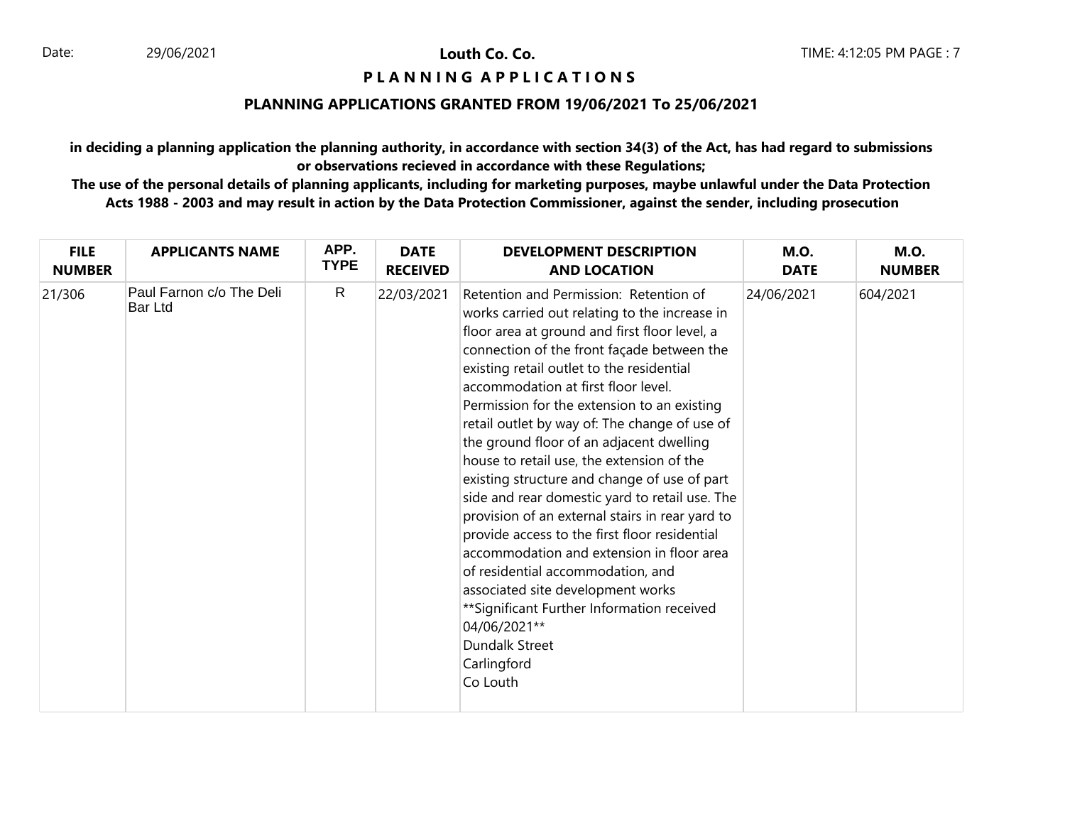Date: 29/06/2021 **Louth Co. Co.** TIME: 4:12:05 PM

**P L A N N I N G A P P L I C A T I O N S**

**PLANNING APPLICATIONS GRANTED FROM 19/06/2021 To 25/06/2021**

**in deciding a planning application the planning authority, in accordance with section 34(3) of the Act, has had regard to submissions or observations recieved in accordance with these Regulations;**

**The use of the personal details of planning applicants, including for marketing purposes, maybe unlawful under the Data Protection Acts 1988 - 2003 and may result in action by the Data Protection Commissioner, against the sender, including prosecution**

| FILE NUMBER | APPLICANTS NAME | APP. TYPE | DATE RECEIVED | DEVELOPMENT DESCRIPTION AND LOCATION | M.O. DATE | M.O. NUMBER |
|---|---|---|---|---|---|---|
| 21/306 | Paul Farnon c/o The Deli Bar Ltd | R | 22/03/2021 | Retention and Permission: Retention of works carried out relating to the increase in floor area at ground and first floor level, a connection of the front façade between the existing retail outlet to the residential accommodation at first floor level. Permission for the extension to an existing retail outlet by way of: The change of use of the ground floor of an adjacent dwelling house to retail use, the extension of the existing structure and change of use of part side and rear domestic yard to retail use. The provision of an external stairs in rear yard to provide access to the first floor residential accommodation and extension in floor area of residential accommodation, and associated site development works **Significant Further Information received 04/06/2021** Dundalk Street Carlingford Co Louth | 24/06/2021 | 604/2021 |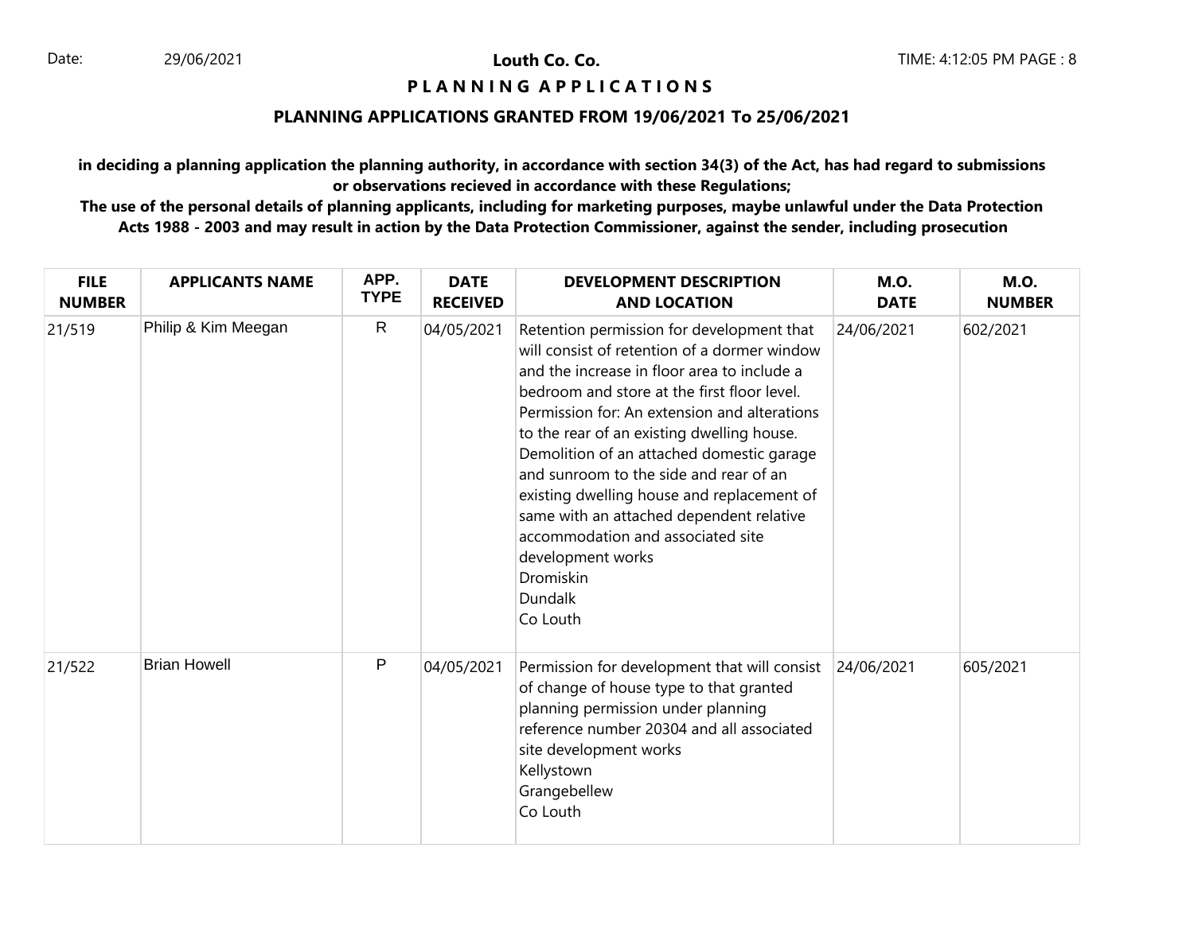**Louth Co. Co.**

**P L A N N I N G A P P L I C A T I O N S**

**PLANNING APPLICATIONS GRANTED FROM 19/06/2021 To 25/06/2021**

**in deciding a planning application the planning authority, in accordance with section 34(3) of the Act, has had regard to submissions or observations recieved in accordance with these Regulations;**

**The use of the personal details of planning applicants, including for marketing purposes, maybe unlawful under the Data Protection Acts 1988 - 2003 and may result in action by the Data Protection Commissioner, against the sender, including prosecution**

| FILE NUMBER | APPLICANTS NAME | APP. TYPE | DATE RECEIVED | DEVELOPMENT DESCRIPTION AND LOCATION | M.O. DATE | M.O. NUMBER |
|---|---|---|---|---|---|---|
| 21/519 | Philip & Kim Meegan | R | 04/05/2021 | Retention permission for development that will consist of retention of a dormer window and the increase in floor area to include a bedroom and store at the first floor level. Permission for: An extension and alterations to the rear of an existing dwelling house. Demolition of an attached domestic garage and sunroom to the side and rear of an existing dwelling house and replacement of same with an attached dependent relative accommodation and associated site development works Dromiskin Dundalk Co Louth | 24/06/2021 | 602/2021 |
| 21/522 | Brian Howell | P | 04/05/2021 | Permission for development that will consist of change of house type to that granted planning permission under planning reference number 20304 and all associated site development works Kellystown Grangebellew Co Louth | 24/06/2021 | 605/2021 |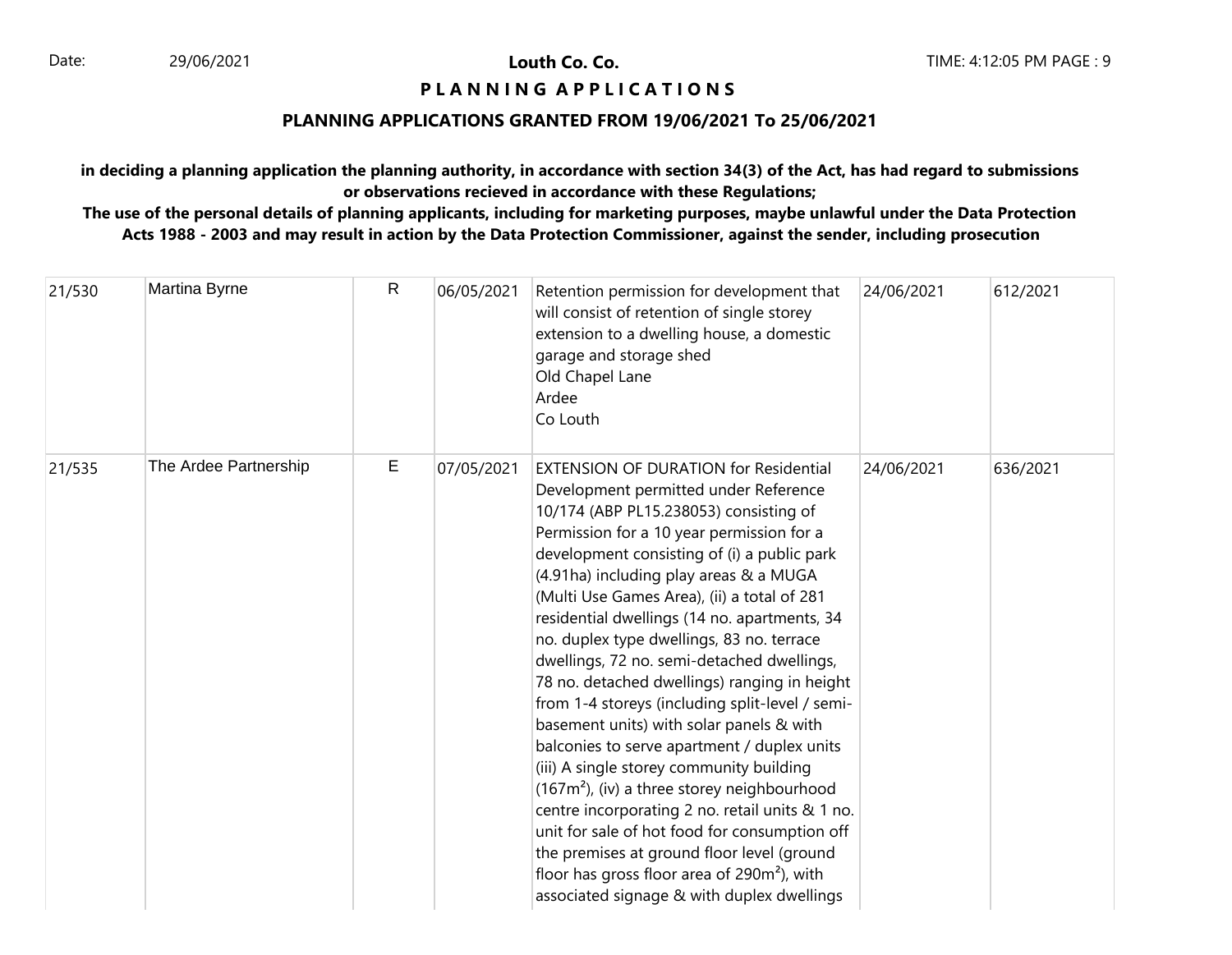**Louth Co. Co.**

**P L A N N I N G A P P L I C A T I O N S**

**PLANNING APPLICATIONS GRANTED FROM 19/06/2021 To 25/06/2021**

**in deciding a planning application the planning authority, in accordance with section 34(3) of the Act, has had regard to submissions or observations recieved in accordance with these Regulations;**

**The use of the personal details of planning applicants, including for marketing purposes, maybe unlawful under the Data Protection Acts 1988 - 2003 and may result in action by the Data Protection Commissioner, against the sender, including prosecution**

| | | | | | | |
|---|---|---|---|---|---|---|
| 21/530 | Martina Byrne | R | 06/05/2021 | Retention permission for development that will consist of retention of single storey extension to a dwelling house, a domestic garage and storage shed<br>Old Chapel Lane<br>Ardee<br>Co Louth | 24/06/2021 | 612/2021 |
| 21/535 | The Ardee Partnership | E | 07/05/2021 | EXTENSION OF DURATION for Residential Development permitted under Reference 10/174 (ABP PL15.238053) consisting of Permission for a 10 year permission for a development consisting of (i) a public park (4.91ha) including play areas & a MUGA (Multi Use Games Area), (ii) a total of 281 residential dwellings (14 no. apartments, 34 no. duplex type dwellings, 83 no. terrace dwellings, 72 no. semi-detached dwellings, 78 no. detached dwellings) ranging in height from 1-4 storeys (including split-level / semi-basement units) with solar panels & with balconies to serve apartment / duplex units (iii) A single storey community building (167m²), (iv) a three storey neighbourhood centre incorporating 2 no. retail units & 1 no. unit for sale of hot food for consumption off the premises at ground floor level (ground floor has gross floor area of 290m²), with associated signage & with duplex dwellings | 24/06/2021 | 636/2021 |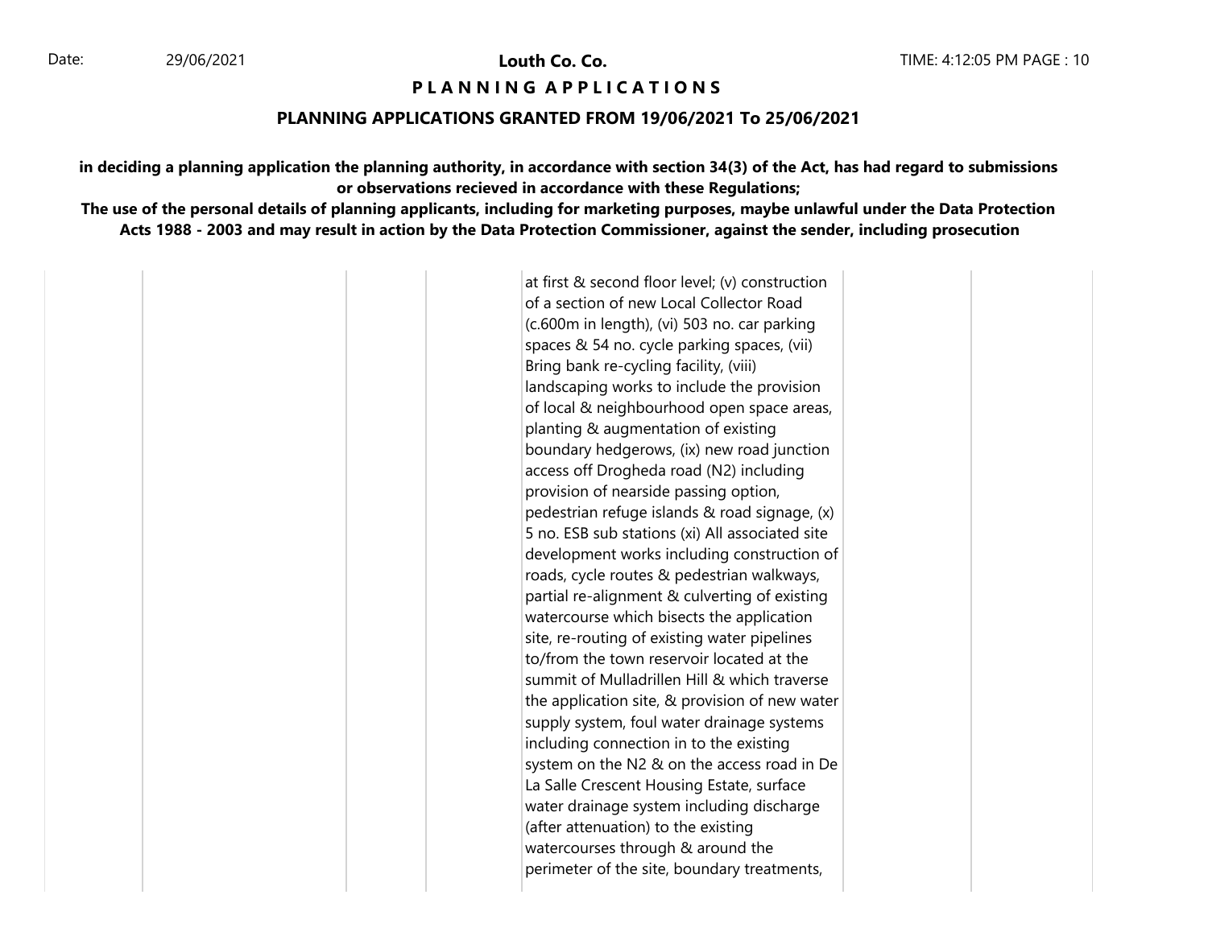# Louth Co. Co.

## P L A N N I N G   A P P L I C A T I O N S

### PLANNING APPLICATIONS GRANTED FROM 19/06/2021 To 25/06/2021

**in deciding a planning application the planning authority, in accordance with section 34(3) of the Act, has had regard to submissions or observations recieved in accordance with these Regulations;**

**The use of the personal details of planning applicants, including for marketing purposes, maybe unlawful under the Data Protection Acts 1988 - 2003 and may result in action by the Data Protection Commissioner, against the sender, including prosecution**

| | | | | | | | |
|---|---|---|---|---|---|---|---|
| | | | | at first & second floor level; (v) construction of a section of new Local Collector Road (c.600m in length), (vi) 503 no. car parking spaces & 54 no. cycle parking spaces, (vii) Bring bank re-cycling facility, (viii) landscaping works to include the provision of local & neighbourhood open space areas, planting & augmentation of existing boundary hedgerows, (ix) new road junction access off Drogheda road (N2) including provision of nearside passing option, pedestrian refuge islands & road signage, (x) 5 no. ESB sub stations (xi) All associated site development works including construction of roads, cycle routes & pedestrian walkways, partial re-alignment & culverting of existing watercourse which bisects the application site, re-routing of existing water pipelines to/from the town reservoir located at the summit of Mulladrillen Hill & which traverse the application site, & provision of new water supply system, foul water drainage systems including connection in to the existing system on the N2 & on the access road in De La Salle Crescent Housing Estate, surface water drainage system including discharge (after attenuation) to the existing watercourses through & around the perimeter of the site, boundary treatments, | | | |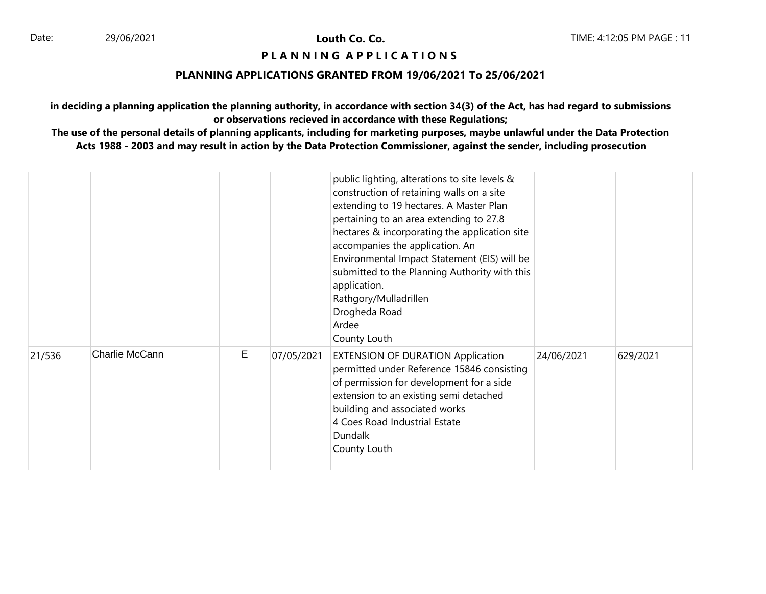**Louth Co. Co.**

**P L A N N I N G A P P L I C A T I O N S**

**PLANNING APPLICATIONS GRANTED FROM 19/06/2021 To 25/06/2021**

**in deciding a planning application the planning authority, in accordance with section 34(3) of the Act, has had regard to submissions or observations recieved in accordance with these Regulations;**

**The use of the personal details of planning applicants, including for marketing purposes, maybe unlawful under the Data Protection Acts 1988 - 2003 and may result in action by the Data Protection Commissioner, against the sender, including prosecution**

| | | | | | | |
|---|---|---|---|---|---|---|
| | | | | public lighting, alterations to site levels & construction of retaining walls on a site extending to 19 hectares. A Master Plan pertaining to an area extending to 27.8 hectares & incorporating the application site accompanies the application. An Environmental Impact Statement (EIS) will be submitted to the Planning Authority with this application.<br>Rathgory/Mulladrillen<br>Drogheda Road<br>Ardee<br>County Louth | | |
| 21/536 | Charlie McCann | E | 07/05/2021 | EXTENSION OF DURATION Application permitted under Reference 15846 consisting of permission for development for a side extension to an existing semi detached building and associated works<br>4 Coes Road Industrial Estate<br>Dundalk<br>County Louth | 24/06/2021 | 629/2021 |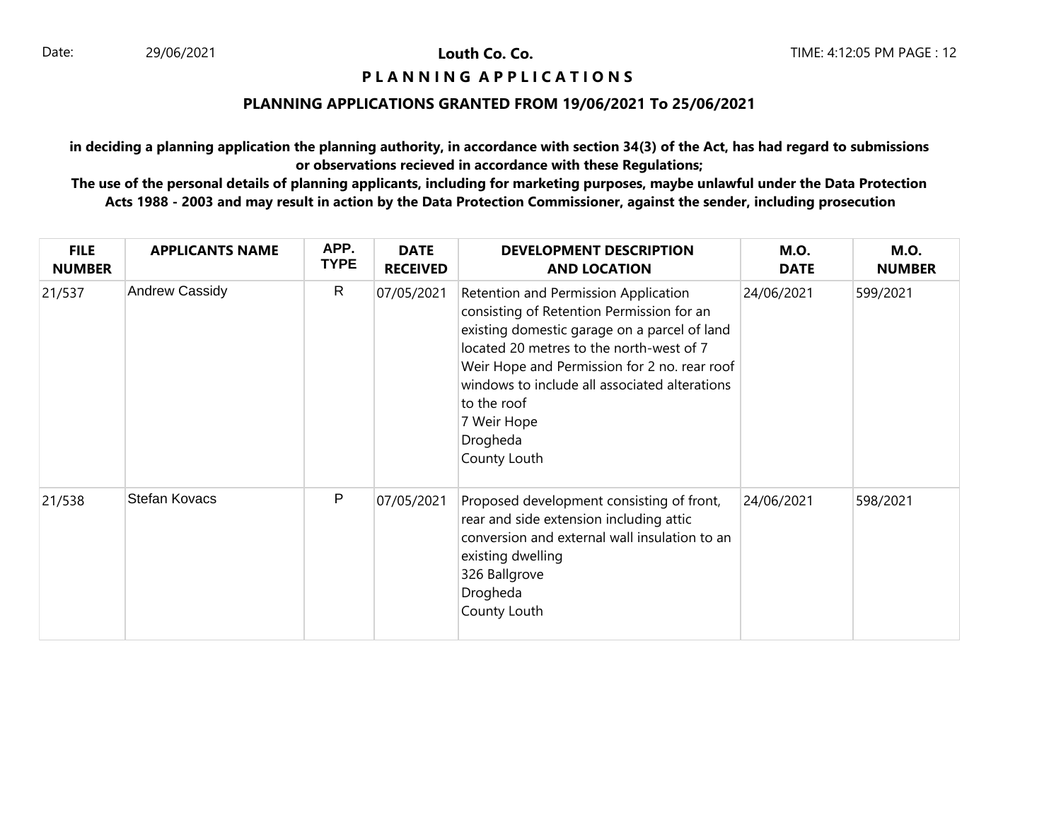Date: 29/06/2021

**Louth Co. Co.**

TIME: 4:12:05 PM

## P L A N N I N G   A P P L I C A T I O N S

### PLANNING APPLICATIONS GRANTED FROM 19/06/2021 To 25/06/2021

**in deciding a planning application the planning authority, in accordance with section 34(3) of the Act, has had regard to submissions or observations recieved in accordance with these Regulations;**

**The use of the personal details of planning applicants, including for marketing purposes, maybe unlawful under the Data Protection Acts 1988 - 2003 and may result in action by the Data Protection Commissioner, against the sender, including prosecution**

| FILE NUMBER | APPLICANTS NAME | APP. TYPE | DATE RECEIVED | DEVELOPMENT DESCRIPTION AND LOCATION | M.O. DATE | M.O. NUMBER |
|---|---|---|---|---|---|---|
| 21/537 | Andrew Cassidy | R | 07/05/2021 | Retention and Permission Application consisting of Retention Permission for an existing domestic garage on a parcel of land located 20 metres to the north-west of 7 Weir Hope and Permission for 2 no. rear roof windows to include all associated alterations to the roof<br>7 Weir Hope<br>Drogheda<br>County Louth | 24/06/2021 | 599/2021 |
| 21/538 | Stefan Kovacs | P | 07/05/2021 | Proposed development consisting of front, rear and side extension including attic conversion and external wall insulation to an existing dwelling<br>326 Ballgrove<br>Drogheda<br>County Louth | 24/06/2021 | 598/2021 |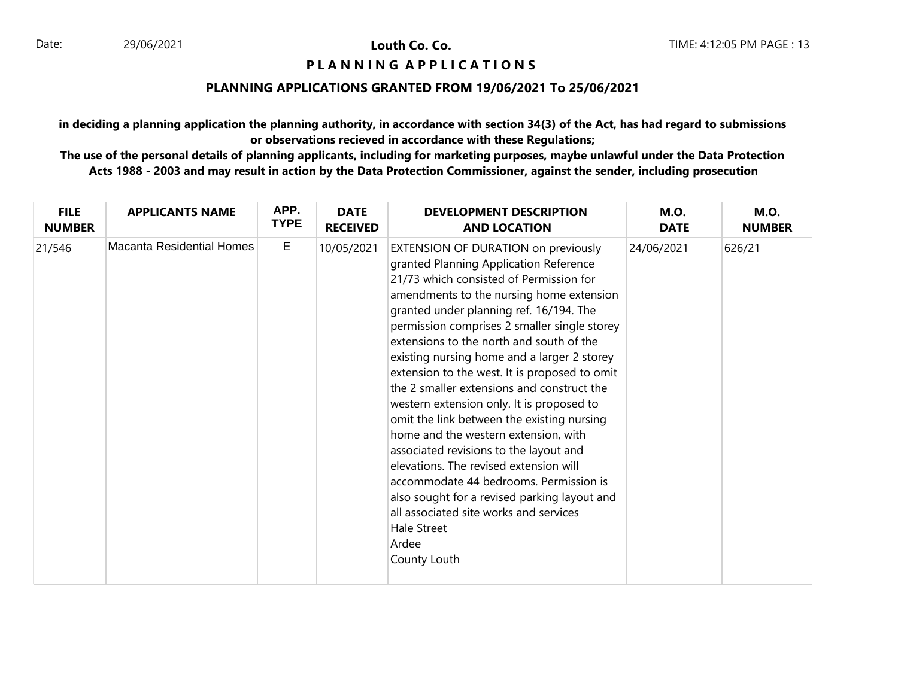**Louth Co. Co.**

**P L A N N I N G A P P L I C A T I O N S**

## PLANNING APPLICATIONS GRANTED FROM 19/06/2021 To 25/06/2021

**in deciding a planning application the planning authority, in accordance with section 34(3) of the Act, has had regard to submissions or observations recieved in accordance with these Regulations;**

**The use of the personal details of planning applicants, including for marketing purposes, maybe unlawful under the Data Protection Acts 1988 - 2003 and may result in action by the Data Protection Commissioner, against the sender, including prosecution**

| FILE NUMBER | APPLICANTS NAME | APP. TYPE | DATE RECEIVED | DEVELOPMENT DESCRIPTION AND LOCATION | M.O. DATE | M.O. NUMBER |
|---|---|---|---|---|---|---|
| 21/546 | Macanta Residential Homes | E | 10/05/2021 | EXTENSION OF DURATION on previously granted Planning Application Reference 21/73 which consisted of Permission for amendments to the nursing home extension granted under planning ref. 16/194. The permission comprises 2 smaller single storey extensions to the north and south of the existing nursing home and a larger 2 storey extension to the west. It is proposed to omit the 2 smaller extensions and construct the western extension only. It is proposed to omit the link between the existing nursing home and the western extension, with associated revisions to the layout and elevations. The revised extension will accommodate 44 bedrooms. Permission is also sought for a revised parking layout and all associated site works and services Hale Street Ardee County Louth | 24/06/2021 | 626/21 |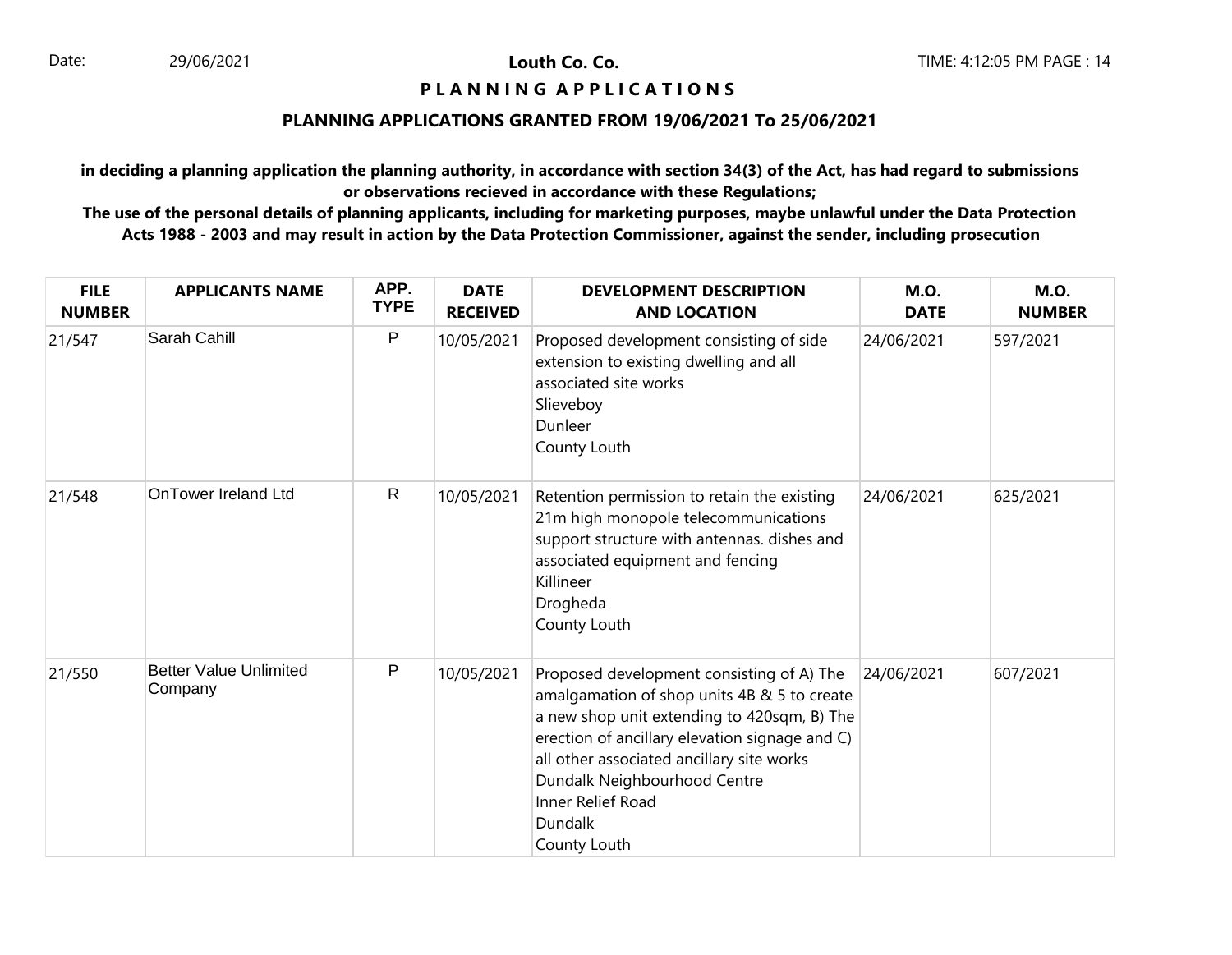Date: 29/06/2021

**Louth Co. Co.**

**P L A N N I N G A P P L I C A T I O N S**

**PLANNING APPLICATIONS GRANTED FROM 19/06/2021 To 25/06/2021**

**in deciding a planning application the planning authority, in accordance with section 34(3) of the Act, has had regard to submissions or observations recieved in accordance with these Regulations;**

**The use of the personal details of planning applicants, including for marketing purposes, maybe unlawful under the Data Protection Acts 1988 - 2003 and may result in action by the Data Protection Commissioner, against the sender, including prosecution**

| FILE NUMBER | APPLICANTS NAME | APP. TYPE | DATE RECEIVED | DEVELOPMENT DESCRIPTION AND LOCATION | M.O. DATE | M.O. NUMBER |
|---|---|---|---|---|---|---|
| 21/547 | Sarah Cahill | P | 10/05/2021 | Proposed development consisting of side extension to existing dwelling and all associated site works<br>Slieveboy<br>Dunleer<br>County Louth | 24/06/2021 | 597/2021 |
| 21/548 | OnTower Ireland Ltd | R | 10/05/2021 | Retention permission to retain the existing 21m high monopole telecommunications support structure with antennas. dishes and associated equipment and fencing<br>Killineer<br>Drogheda<br>County Louth | 24/06/2021 | 625/2021 |
| 21/550 | Better Value Unlimited Company | P | 10/05/2021 | Proposed development consisting of A) The amalgamation of shop units 4B & 5 to create a new shop unit extending to 420sqm, B) The erection of ancillary elevation signage and C) all other associated ancillary site works<br>Dundalk Neighbourhood Centre<br>Inner Relief Road<br>Dundalk<br>County Louth | 24/06/2021 | 607/2021 |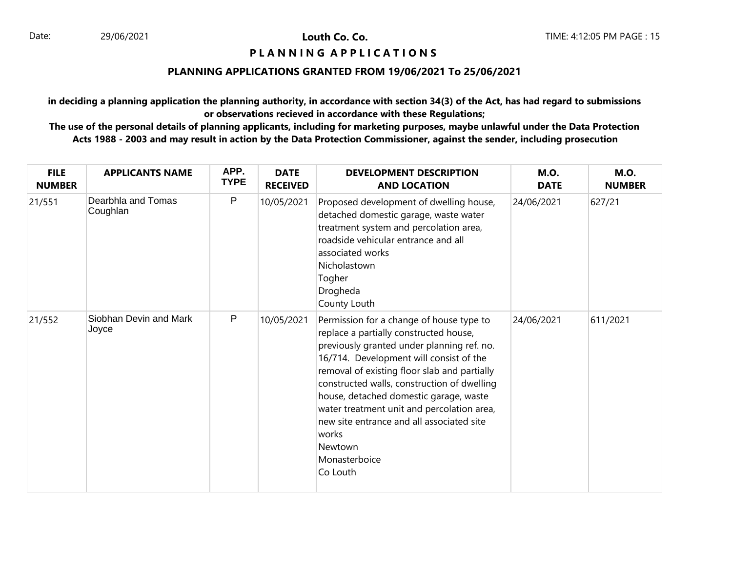**Louth Co. Co.**

**P L A N N I N G A P P L I C A T I O N S**

**PLANNING APPLICATIONS GRANTED FROM 19/06/2021 To 25/06/2021**

**in deciding a planning application the planning authority, in accordance with section 34(3) of the Act, has had regard to submissions or observations recieved in accordance with these Regulations;**

**The use of the personal details of planning applicants, including for marketing purposes, maybe unlawful under the Data Protection Acts 1988 - 2003 and may result in action by the Data Protection Commissioner, against the sender, including prosecution**

| FILE NUMBER | APPLICANTS NAME | APP. TYPE | DATE RECEIVED | DEVELOPMENT DESCRIPTION AND LOCATION | M.O. DATE | M.O. NUMBER |
|---|---|---|---|---|---|---|
| 21/551 | Dearbhla and Tomas Coughlan | P | 10/05/2021 | Proposed development of dwelling house, detached domestic garage, waste water treatment system and percolation area, roadside vehicular entrance and all associated works<br>Nicholastown<br>Togher<br>Drogheda<br>County Louth | 24/06/2021 | 627/21 |
| 21/552 | Siobhan Devin and Mark Joyce | P | 10/05/2021 | Permission for a change of house type to replace a partially constructed house, previously granted under planning ref. no. 16/714. Development will consist of the removal of existing floor slab and partially constructed walls, construction of dwelling house, detached domestic garage, waste water treatment unit and percolation area, new site entrance and all associated site works<br>Newtown<br>Monasterboice<br>Co Louth | 24/06/2021 | 611/2021 |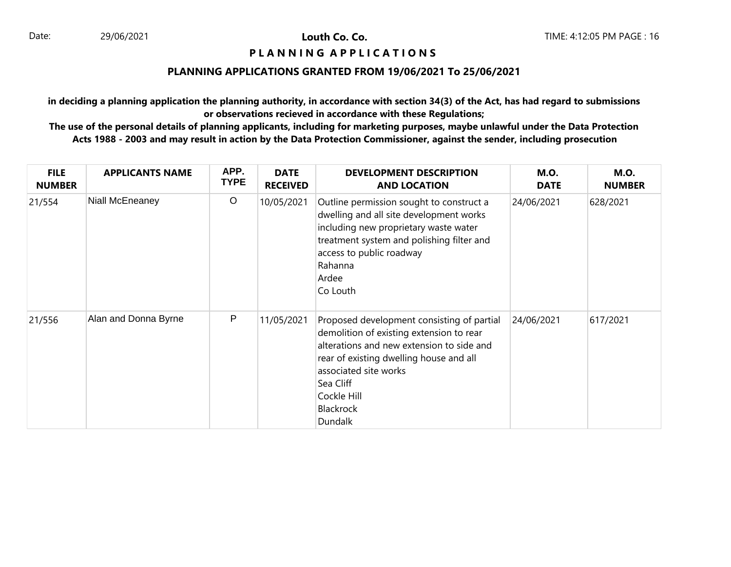Date: 29/06/2021

**Louth Co. Co.**

TIME: 4:12:05 PM PAGE : 16

**P L A N N I N G   A P P L I C A T I O N S**

**PLANNING APPLICATIONS GRANTED FROM 19/06/2021 To 25/06/2021**

**in deciding a planning application the planning authority, in accordance with section 34(3) of the Act, has had regard to submissions or observations recieved in accordance with these Regulations;**
**The use of the personal details of planning applicants, including for marketing purposes, maybe unlawful under the Data Protection Acts 1988 - 2003 and may result in action by the Data Protection Commissioner, against the sender, including prosecution**

| FILE NUMBER | APPLICANTS NAME | APP. TYPE | DATE RECEIVED | DEVELOPMENT DESCRIPTION AND LOCATION | M.O. DATE | M.O. NUMBER |
|---|---|---|---|---|---|---|
| 21/554 | Niall McEneaney | O | 10/05/2021 | Outline permission sought to construct a dwelling and all site development works including new proprietary waste water treatment system and polishing filter and access to public roadway<br>Rahanna<br>Ardee<br>Co Louth | 24/06/2021 | 628/2021 |
| 21/556 | Alan and Donna Byrne | P | 11/05/2021 | Proposed development consisting of partial demolition of existing extension to rear alterations and new extension to side and rear of existing dwelling house and all associated site works<br>Sea Cliff<br>Cockle Hill<br>Blackrock<br>Dundalk | 24/06/2021 | 617/2021 |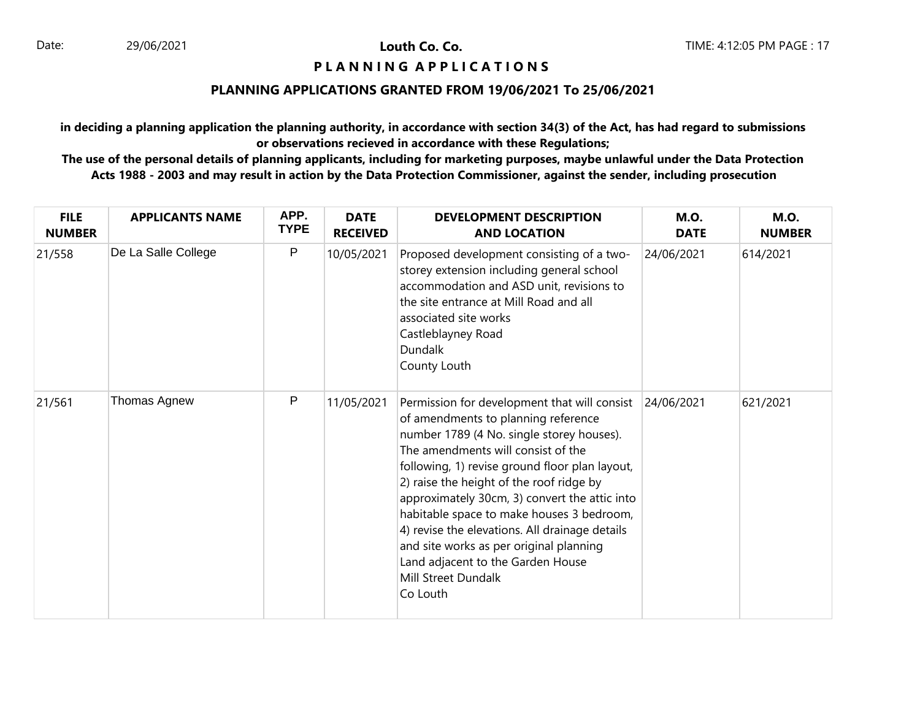**Louth Co. Co.**

**P L A N N I N G A P P L I C A T I O N S**

## PLANNING APPLICATIONS GRANTED FROM 19/06/2021 To 25/06/2021

**in deciding a planning application the planning authority, in accordance with section 34(3) of the Act, has had regard to submissions or observations recieved in accordance with these Regulations;**

**The use of the personal details of planning applicants, including for marketing purposes, maybe unlawful under the Data Protection Acts 1988 - 2003 and may result in action by the Data Protection Commissioner, against the sender, including prosecution**

| FILE NUMBER | APPLICANTS NAME | APP. TYPE | DATE RECEIVED | DEVELOPMENT DESCRIPTION AND LOCATION | M.O. DATE | M.O. NUMBER |
|---|---|---|---|---|---|---|
| 21/558 | De La Salle College | P | 10/05/2021 | Proposed development consisting of a two-storey extension including general school accommodation and ASD unit, revisions to the site entrance at Mill Road and all associated site works<br>Castleblayney Road<br>Dundalk<br>County Louth | 24/06/2021 | 614/2021 |
| 21/561 | Thomas Agnew | P | 11/05/2021 | Permission for development that will consist of amendments to planning reference number 1789 (4 No. single storey houses). The amendments will consist of the following, 1) revise ground floor plan layout, 2) raise the height of the roof ridge by approximately 30cm, 3) convert the attic into habitable space to make houses 3 bedroom, 4) revise the elevations. All drainage details and site works as per original planning<br>Land adjacent to the Garden House<br>Mill Street Dundalk<br>Co Louth | 24/06/2021 | 621/2021 |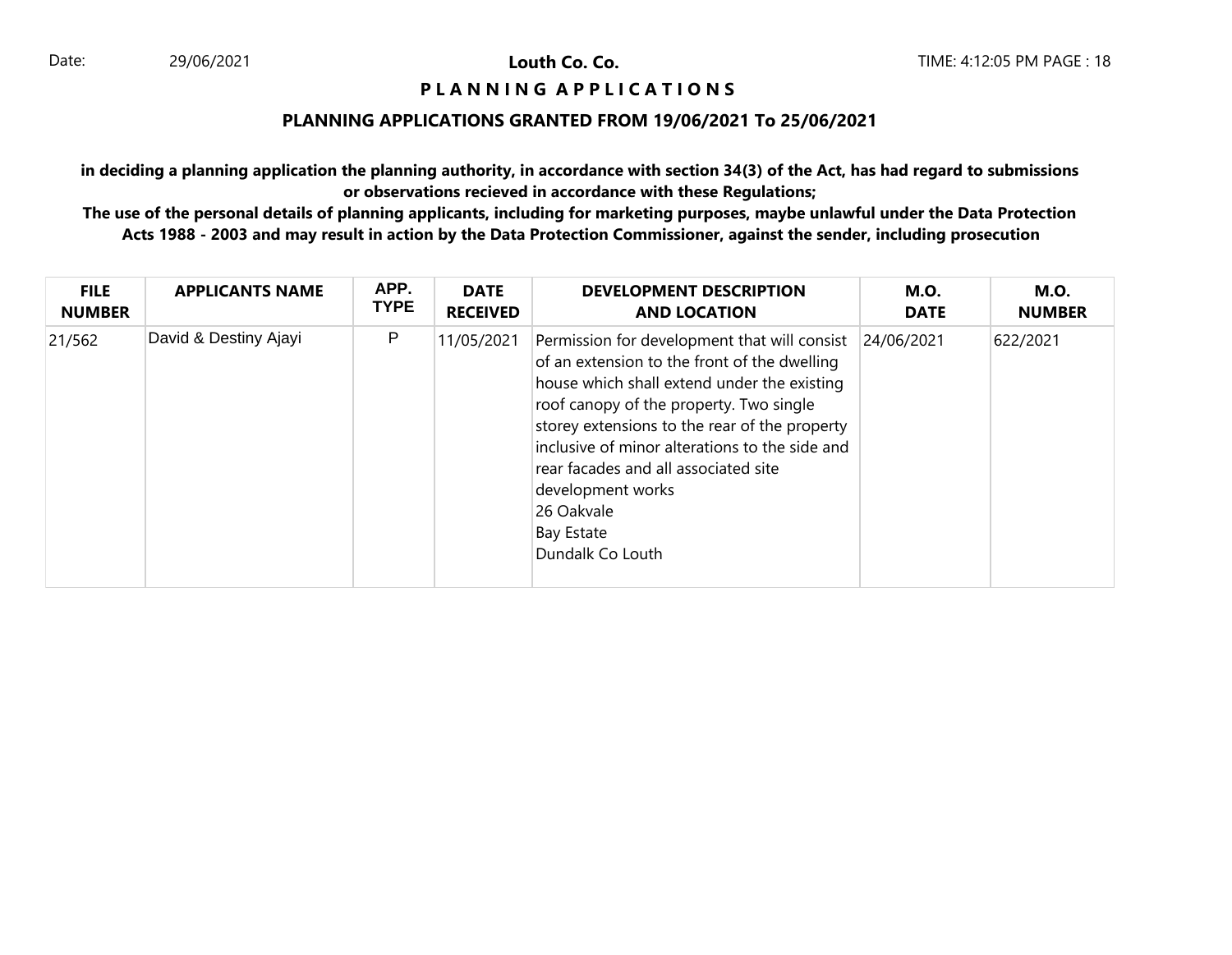**Louth Co. Co.**

**P L A N N I N G A P P L I C A T I O N S**

## PLANNING APPLICATIONS GRANTED FROM 19/06/2021 To 25/06/2021

**in deciding a planning application the planning authority, in accordance with section 34(3) of the Act, has had regard to submissions or observations recieved in accordance with these Regulations;**

**The use of the personal details of planning applicants, including for marketing purposes, maybe unlawful under the Data Protection Acts 1988 - 2003 and may result in action by the Data Protection Commissioner, against the sender, including prosecution**

| FILE NUMBER | APPLICANTS NAME | APP. TYPE | DATE RECEIVED | DEVELOPMENT DESCRIPTION AND LOCATION | M.O. DATE | M.O. NUMBER |
|---|---|---|---|---|---|---|
| 21/562 | David & Destiny Ajayi | P | 11/05/2021 | Permission for development that will consist of an extension to the front of the dwelling house which shall extend under the existing roof canopy of the property. Two single storey extensions to the rear of the property inclusive of minor alterations to the side and rear facades and all associated site development works<br>26 Oakvale<br>Bay Estate<br>Dundalk Co Louth | 24/06/2021 | 622/2021 |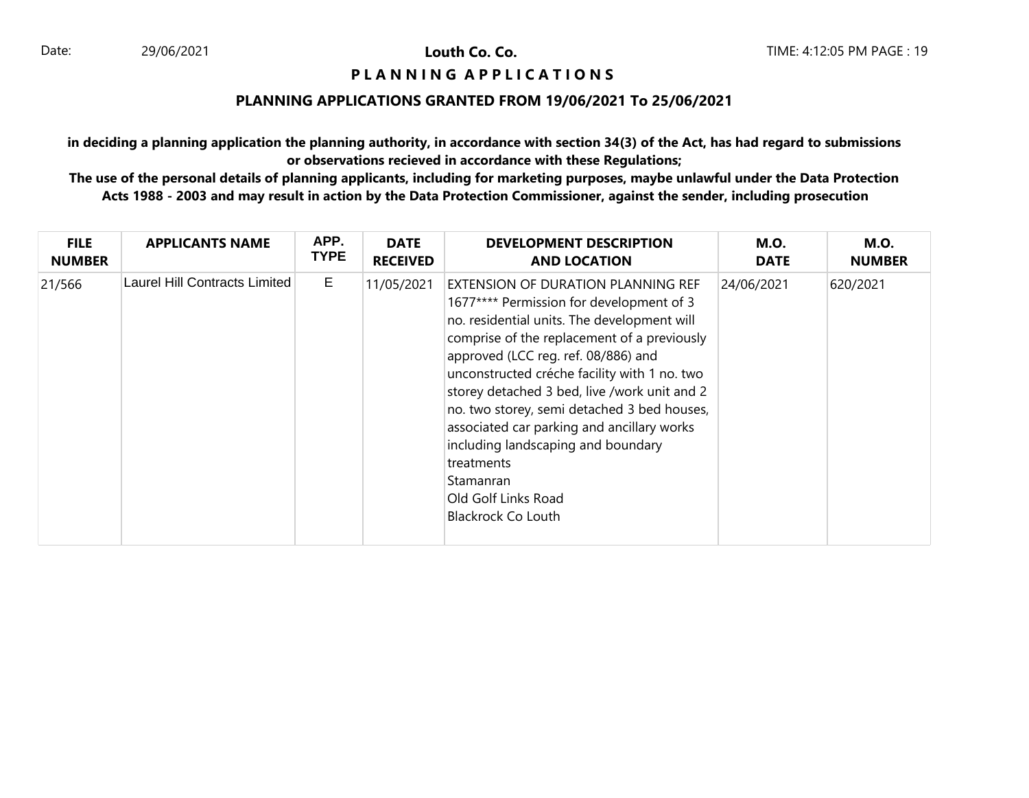**Louth Co. Co.**

**P L A N N I N G  A P P L I C A T I O N S**

**PLANNING APPLICATIONS GRANTED FROM 19/06/2021 To 25/06/2021**

**in deciding a planning application the planning authority, in accordance with section 34(3) of the Act, has had regard to submissions or observations recieved in accordance with these Regulations;**

**The use of the personal details of planning applicants, including for marketing purposes, maybe unlawful under the Data Protection Acts 1988 - 2003 and may result in action by the Data Protection Commissioner, against the sender, including prosecution**

| FILE NUMBER | APPLICANTS NAME | APP. TYPE | DATE RECEIVED | DEVELOPMENT DESCRIPTION AND LOCATION | M.O. DATE | M.O. NUMBER |
|---|---|---|---|---|---|---|
| 21/566 | Laurel Hill Contracts Limited | E | 11/05/2021 | EXTENSION OF DURATION PLANNING REF 1677**** Permission for development of 3 no. residential units. The development will comprise of the replacement of a previously approved (LCC reg. ref. 08/886) and unconstructed créche facility with 1 no. two storey detached 3 bed, live /work unit and 2 no. two storey, semi detached 3 bed houses, associated car parking and ancillary works including landscaping and boundary treatments<br>Stamanran<br>Old Golf Links Road<br>Blackrock Co Louth | 24/06/2021 | 620/2021 |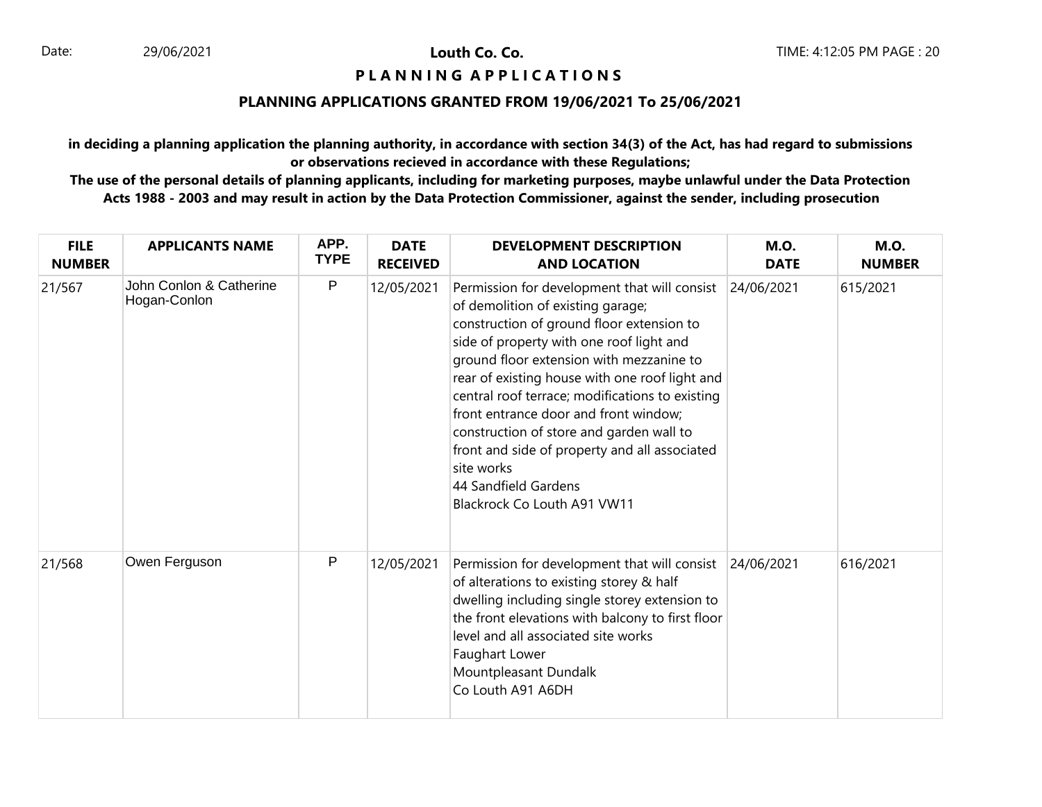**Louth Co. Co.**

**P L A N N I N G A P P L I C A T I O N S**

## PLANNING APPLICATIONS GRANTED FROM 19/06/2021 To 25/06/2021

**in deciding a planning application the planning authority, in accordance with section 34(3) of the Act, has had regard to submissions or observations recieved in accordance with these Regulations;**

**The use of the personal details of planning applicants, including for marketing purposes, maybe unlawful under the Data Protection Acts 1988 - 2003 and may result in action by the Data Protection Commissioner, against the sender, including prosecution**

| FILE NUMBER | APPLICANTS NAME | APP. TYPE | DATE RECEIVED | DEVELOPMENT DESCRIPTION AND LOCATION | M.O. DATE | M.O. NUMBER |
|---|---|---|---|---|---|---|
| 21/567 | John Conlon & Catherine Hogan-Conlon | P | 12/05/2021 | Permission for development that will consist of demolition of existing garage; construction of ground floor extension to side of property with one roof light and ground floor extension with mezzanine to rear of existing house with one roof light and central roof terrace; modifications to existing front entrance door and front window; construction of store and garden wall to front and side of property and all associated site works 44 Sandfield Gardens Blackrock Co Louth A91 VW11 | 24/06/2021 | 615/2021 |
| 21/568 | Owen Ferguson | P | 12/05/2021 | Permission for development that will consist of alterations to existing storey & half dwelling including single storey extension to the front elevations with balcony to first floor level and all associated site works Faughart Lower Mountpleasant Dundalk Co Louth A91 A6DH | 24/06/2021 | 616/2021 |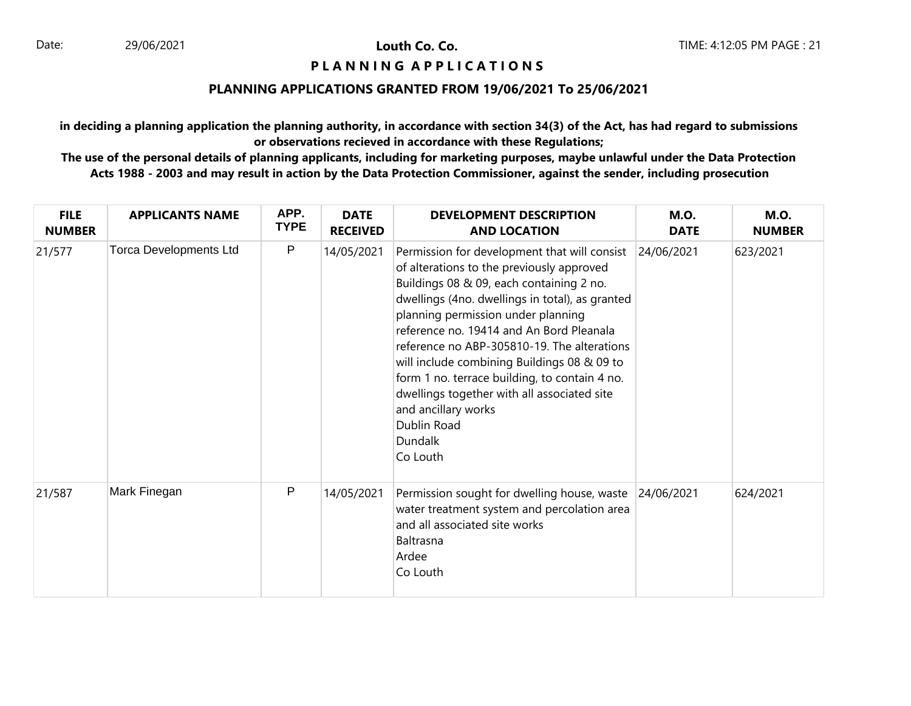**Louth Co. Co.**

**P L A N N I N G A P P L I C A T I O N S**

## PLANNING APPLICATIONS GRANTED FROM 19/06/2021 To 25/06/2021

**in deciding a planning application the planning authority, in accordance with section 34(3) of the Act, has had regard to submissions or observations recieved in accordance with these Regulations;**

**The use of the personal details of planning applicants, including for marketing purposes, maybe unlawful under the Data Protection Acts 1988 - 2003 and may result in action by the Data Protection Commissioner, against the sender, including prosecution**

| FILE NUMBER | APPLICANTS NAME | APP. TYPE | DATE RECEIVED | DEVELOPMENT DESCRIPTION AND LOCATION | M.O. DATE | M.O. NUMBER |
|---|---|---|---|---|---|---|
| 21/577 | Torca Developments Ltd | P | 14/05/2021 | Permission for development that will consist of alterations to the previously approved Buildings 08 & 09, each containing 2 no. dwellings (4no. dwellings in total), as granted planning permission under planning reference no. 19414 and An Bord Pleanala reference no ABP-305810-19. The alterations will include combining Buildings 08 & 09 to form 1 no. terrace building, to contain 4 no. dwellings together with all associated site and ancillary works<br>Dublin Road<br>Dundalk<br>Co Louth | 24/06/2021 | 623/2021 |
| 21/587 | Mark Finegan | P | 14/05/2021 | Permission sought for dwelling house, waste water treatment system and percolation area and all associated site works<br>Baltrasna<br>Ardee<br>Co Louth | 24/06/2021 | 624/2021 |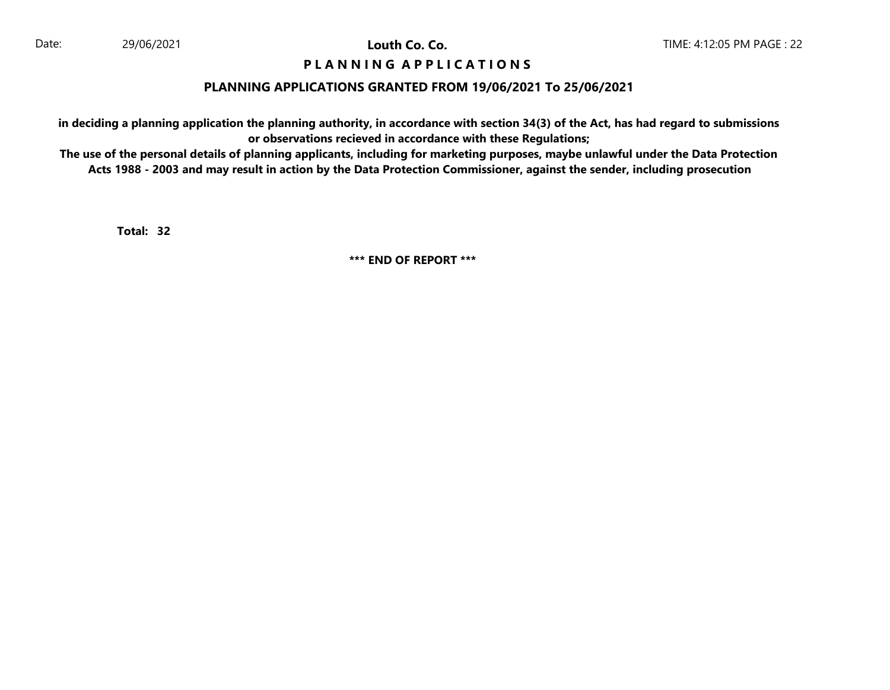**PLANNING APPLICATIONS GRANTED FROM 19/06/2021 To 25/06/2021**

**in deciding a planning application the planning authority, in accordance with section 34(3) of the Act, has had regard to submissions or observations recieved in accordance with these Regulations;**

**The use of the personal details of planning applicants, including for marketing purposes, maybe unlawful under the Data Protection Acts 1988 - 2003 and may result in action by the Data Protection Commissioner, against the sender, including prosecution**

**Total: 32**

**\*\*\* END OF REPORT \*\*\***